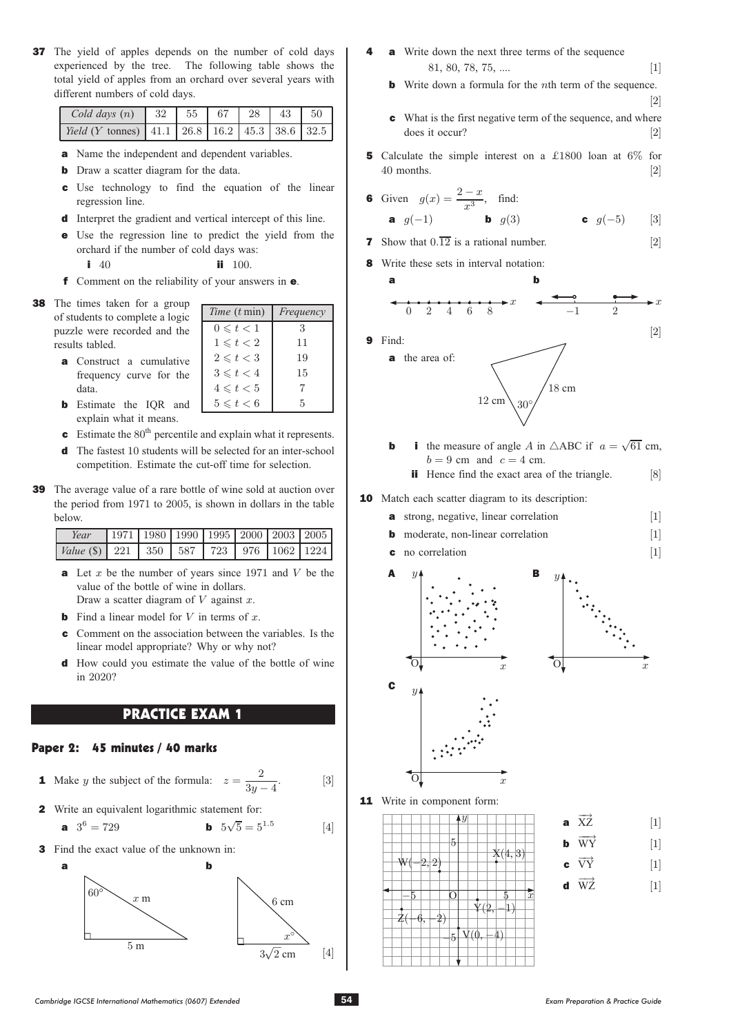**37** The yield of apples depends on the number of cold days experienced by the tree. The following table shows the total yield of apples from an orchard over several years with different numbers of cold days.

| *Cold days* ($n$) | 32 | 55 | 67 | 28 | 43 | 50 |
|---|---|---|---|---|---|---|
| *Yield* ($Y$ tonnes) | 41.1 | 26.8 | 16.2 | 45.3 | 38.6 | 32.5 |

**a** Name the independent and dependent variables.

**b** Draw a scatter diagram for the data.

**c** Use technology to find the equation of the linear regression line.

**d** Interpret the gradient and vertical intercept of this line.

**e** Use the regression line to predict the yield from the orchard if the number of cold days was:

**i** 40 **ii** 100.

**f** Comment on the reliability of your answers in **e**.

**38** The times taken for a group of students to complete a logic puzzle were recorded and the results tabled.

| *Time* ($t$ min) | *Frequency* |
|---|---|
| $0 \leqslant t < 1$ | 3 |
| $1 \leqslant t < 2$ | 11 |
| $2 \leqslant t < 3$ | 19 |
| $3 \leqslant t < 4$ | 15 |
| $4 \leqslant t < 5$ | 7 |
| $5 \leqslant t < 6$ | 5 |

**a** Construct a cumulative frequency curve for the data.

**b** Estimate the IQR and explain what it means.

**c** Estimate the 80th percentile and explain what it represents.

**d** The fastest 10 students will be selected for an inter-school competition. Estimate the cut-off time for selection.

**39** The average value of a rare bottle of wine sold at auction over the period from 1971 to 2005, is shown in dollars in the table below.

| *Year* | 1971 | 1980 | 1990 | 1995 | 2000 | 2003 | 2005 |
|---|---|---|---|---|---|---|---|
| *Value* ($) | 221 | 350 | 587 | 723 | 976 | 1062 | 1224 |

**a** Let $x$ be the number of years since 1971 and $V$ be the value of the bottle of wine in dollars.
Draw a scatter diagram of $V$ against $x$.

**b** Find a linear model for $V$ in terms of $x$.

**c** Comment on the association between the variables. Is the linear model appropriate? Why or why not?

**d** How could you estimate the value of the bottle of wine in 2020?

## PRACTICE EXAM 1

### Paper 2: 45 minutes / 40 marks

**1** Make $y$ the subject of the formula: $z = \dfrac{2}{3y-4}$. [3]

**2** Write an equivalent logarithmic statement for:

**a** $3^6 = 729$ **b** $5\sqrt{5} = 5^{1.5}$ [4]

**3** Find the exact value of the unknown in:

**a** (right-angled triangle with angle $60°$, hypotenuse $x$ m, side 5 m)

**b** (right-angled triangle with hypotenuse 6 cm, side $3\sqrt{2}$ cm, angle $x°$) [4]

**4** **a** Write down the next three terms of the sequence
81, 80, 78, 75, .... [1]

**b** Write down a formula for the $n$th term of the sequence. [2]

**c** What is the first negative term of the sequence, and where does it occur? [2]

**5** Calculate the simple interest on a £1800 loan at 6% for 40 months. [2]

**6** Given $g(x) = \dfrac{2-x}{x^3}$, find:

**a** $g(-1)$ **b** $g(3)$ **c** $g(-5)$ [3]

**7** Show that $0.\overline{12}$ is a rational number. [2]

**8** Write these sets in interval notation:

**a** (number line with points at 0, 2, 4, 6, 8, arrow to the left) **b** (number line: open circle at $-1$ with arrow to the left; closed circle at 2 with arrow to the right) [2]

**9** Find:

**a** the area of: (triangle with sides 12 cm and 18 cm, included angle $30°$)

**b** **i** the measure of angle $A$ in $\triangle$ABC if $a = \sqrt{61}$ cm, $b = 9$ cm and $c = 4$ cm.

**ii** Hence find the exact area of the triangle. [8]

**10** Match each scatter diagram to its description:

**a** strong, negative, linear correlation [1]

**b** moderate, non-linear correlation [1]

**c** no correlation [1]

(Scatter diagrams **A**, **B**, **C**)

**11** Write in component form:

(Grid showing points W$(-2, 2)$, X$(4, 3)$, Y$(2, -1)$, Z$(-6, -2)$, V$(0, -4)$)

**a** $\overrightarrow{XZ}$ [1]

**b** $\overrightarrow{WY}$ [1]

**c** $\overrightarrow{VY}$ [1]

**d** $\overrightarrow{WZ}$ [1]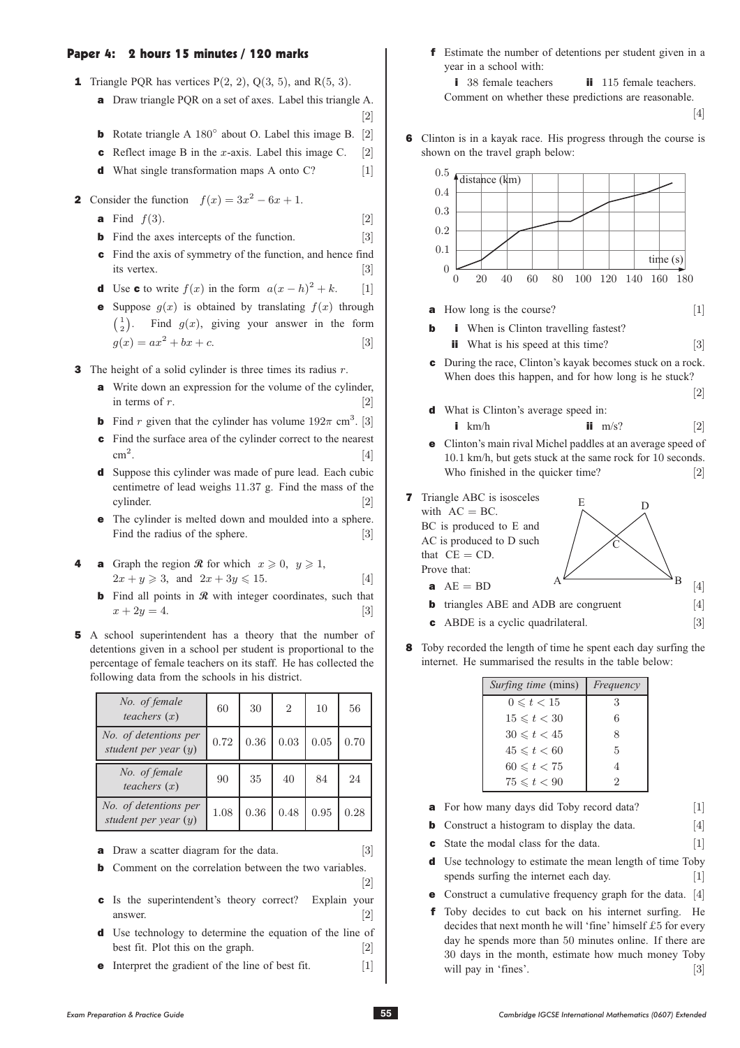## Paper 4: 2 hours 15 minutes / 120 marks

**1** Triangle PQR has vertices P(2, 2), Q(3, 5), and R(5, 3).

**a** Draw triangle PQR on a set of axes. Label this triangle A. [2]

**b** Rotate triangle A 180° about O. Label this image B. [2]

**c** Reflect image B in the $x$-axis. Label this image C. [2]

**d** What single transformation maps A onto C? [1]

**2** Consider the function $f(x) = 3x^2 - 6x + 1$.

**a** Find $f(3)$. [2]

**b** Find the axes intercepts of the function. [3]

**c** Find the axis of symmetry of the function, and hence find its vertex. [3]

**d** Use **c** to write $f(x)$ in the form $a(x-h)^2 + k$. [1]

**e** Suppose $g(x)$ is obtained by translating $f(x)$ through $\binom{1}{2}$. Find $g(x)$, giving your answer in the form $g(x) = ax^2 + bx + c$. [3]

**3** The height of a solid cylinder is three times its radius $r$.

**a** Write down an expression for the volume of the cylinder, in terms of $r$. [2]

**b** Find $r$ given that the cylinder has volume $192\pi$ cm$^3$. [3]

**c** Find the surface area of the cylinder correct to the nearest cm$^2$. [4]

**d** Suppose this cylinder was made of pure lead. Each cubic centimetre of lead weighs 11.37 g. Find the mass of the cylinder. [2]

**e** The cylinder is melted down and moulded into a sphere. Find the radius of the sphere. [3]

**4** **a** Graph the region $\mathcal{R}$ for which $x \geqslant 0$, $y \geqslant 1$, $2x + y \geqslant 3$, and $2x + 3y \leqslant 15$. [4]

**b** Find all points in $\mathcal{R}$ with integer coordinates, such that $x + 2y = 4$. [3]

**5** A school superintendent has a theory that the number of detentions given in a school per student is proportional to the percentage of female teachers on its staff. He has collected the following data from the schools in his district.

| *No. of female teachers* ($x$) | 60 | 30 | 2 | 10 | 56 |
|---|---|---|---|---|---|
| *No. of detentions per student per year* ($y$) | 0.72 | 0.36 | 0.03 | 0.05 | 0.70 |

| *No. of female teachers* ($x$) | 90 | 35 | 40 | 84 | 24 |
|---|---|---|---|---|---|
| *No. of detentions per student per year* ($y$) | 1.08 | 0.36 | 0.48 | 0.95 | 0.28 |

**a** Draw a scatter diagram for the data. [3]

**b** Comment on the correlation between the two variables. [2]

**c** Is the superintendent's theory correct? Explain your answer. [2]

**d** Use technology to determine the equation of the line of best fit. Plot this on the graph. [2]

**e** Interpret the gradient of the line of best fit. [1]

**f** Estimate the number of detentions per student given in a year in a school with:

**i** 38 female teachers **ii** 115 female teachers.

Comment on whether these predictions are reasonable. [4]

**6** Clinton is in a kayak race. His progress through the course is shown on the travel graph below:

(Travel graph: distance (km) from 0 to 0.5 against time (s) from 0 to 180.)

**a** How long is the course? [1]

**b** **i** When is Clinton travelling fastest?

**ii** What is his speed at this time? [3]

**c** During the race, Clinton's kayak becomes stuck on a rock. When does this happen, and for how long is he stuck? [2]

**d** What is Clinton's average speed in:

**i** km/h **ii** m/s? [2]

**e** Clinton's main rival Michel paddles at an average speed of 10.1 km/h, but gets stuck at the same rock for 10 seconds. Who finished in the quicker time? [2]

**7** Triangle ABC is isosceles with AC = BC. BC is produced to E and AC is produced to D such that CE = CD. Prove that:

**a** AE = BD [4]

**b** triangles ABE and ADB are congruent [4]

**c** ABDE is a cyclic quadrilateral. [3]

**8** Toby recorded the length of time he spent each day surfing the internet. He summarised the results in the table below:

| *Surfing time* (mins) | *Frequency* |
|---|---|
| $0 \leqslant t < 15$ | 3 |
| $15 \leqslant t < 30$ | 6 |
| $30 \leqslant t < 45$ | 8 |
| $45 \leqslant t < 60$ | 5 |
| $60 \leqslant t < 75$ | 4 |
| $75 \leqslant t < 90$ | 2 |

**a** For how many days did Toby record data? [1]

**b** Construct a histogram to display the data. [4]

**c** State the modal class for the data. [1]

**d** Use technology to estimate the mean length of time Toby spends surfing the internet each day. [1]

**e** Construct a cumulative frequency graph for the data. [4]

**f** Toby decides to cut back on his internet surfing. He decides that next month he will 'fine' himself £5 for every day he spends more than 50 minutes online. If there are 30 days in the month, estimate how much money Toby will pay in 'fines'. [3]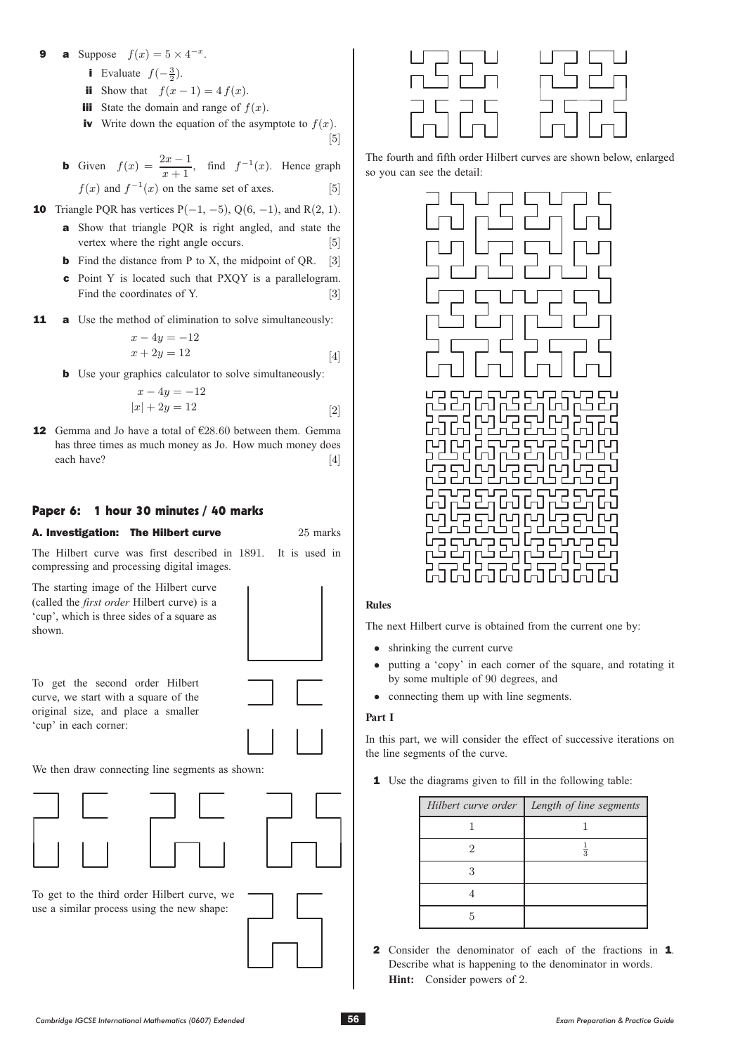**9** **a** Suppose $f(x) = 5 \times 4^{-x}$.

  **i** Evaluate $f(-\frac{3}{2})$.

  **ii** Show that $f(x-1) = 4f(x)$.

  **iii** State the domain and range of $f(x)$.

  **iv** Write down the equation of the asymptote to $f(x)$. [5]

  **b** Given $f(x) = \dfrac{2x-1}{x+1}$, find $f^{-1}(x)$. Hence graph $f(x)$ and $f^{-1}(x)$ on the same set of axes. [5]

**10** Triangle PQR has vertices P$(-1, -5)$, Q$(6, -1)$, and R$(2, 1)$.

  **a** Show that triangle PQR is right angled, and state the vertex where the right angle occurs. [5]

  **b** Find the distance from P to X, the midpoint of QR. [3]

  **c** Point Y is located such that PXQY is a parallelogram. Find the coordinates of Y. [3]

**11** **a** Use the method of elimination to solve simultaneously:

$$x - 4y = -12$$
$$x + 2y = 12$$
[4]

  **b** Use your graphics calculator to solve simultaneously:

$$x - 4y = -12$$
$$|x| + 2y = 12$$
[2]

**12** Gemma and Jo have a total of €28.60 between them. Gemma has three times as much money as Jo. How much money does each have? [4]

## Paper 6: 1 hour 30 minutes / 40 marks

### A. Investigation: The Hilbert curve — 25 marks

The Hilbert curve was first described in 1891. It is used in compressing and processing digital images.

The starting image of the Hilbert curve (called the *first order* Hilbert curve) is a 'cup', which is three sides of a square as shown.

To get the second order Hilbert curve, we start with a square of the original size, and place a smaller 'cup' in each corner:

We then draw connecting line segments as shown:

To get to the third order Hilbert curve, we use a similar process using the new shape:

The fourth and fifth order Hilbert curves are shown below, enlarged so you can see the detail:

**Rules**

The next Hilbert curve is obtained from the current one by:

- shrinking the current curve
- putting a 'copy' in each corner of the square, and rotating it by some multiple of 90 degrees, and
- connecting them up with line segments.

**Part I**

In this part, we will consider the effect of successive iterations on the line segments of the curve.

**1** Use the diagrams given to fill in the following table:

| *Hilbert curve order* | *Length of line segments* |
|---|---|
| 1 | 1 |
| 2 | $\frac{1}{3}$ |
| 3 | |
| 4 | |
| 5 | |

**2** Consider the denominator of each of the fractions in **1**. Describe what is happening to the denominator in words.
**Hint:** Consider powers of 2.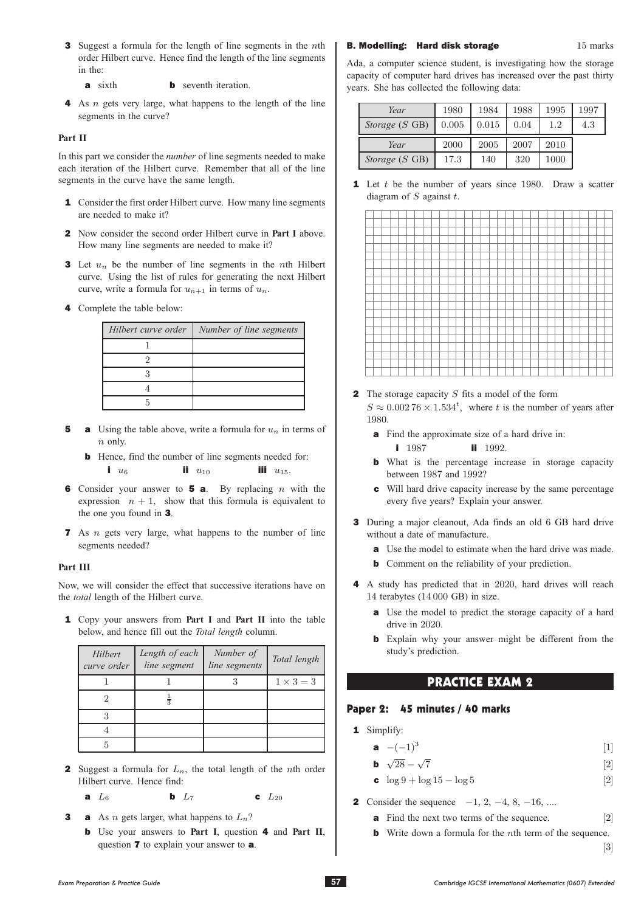**3** Suggest a formula for the length of line segments in the $n$th order Hilbert curve. Hence find the length of the line segments in the:

**a** sixth **b** seventh iteration.

**4** As $n$ gets very large, what happens to the length of the line segments in the curve?

**Part II**

In this part we consider the *number* of line segments needed to make each iteration of the Hilbert curve. Remember that all of the line segments in the curve have the same length.

**1** Consider the first order Hilbert curve. How many line segments are needed to make it?

**2** Now consider the second order Hilbert curve in **Part I** above. How many line segments are needed to make it?

**3** Let $u_n$ be the number of line segments in the $n$th Hilbert curve. Using the list of rules for generating the next Hilbert curve, write a formula for $u_{n+1}$ in terms of $u_n$.

**4** Complete the table below:

| *Hilbert curve order* | *Number of line segments* |
|---|---|
| 1 | |
| 2 | |
| 3 | |
| 4 | |
| 5 | |

**5** **a** Using the table above, write a formula for $u_n$ in terms of $n$ only.

**b** Hence, find the number of line segments needed for:

**i** $u_6$ **ii** $u_{10}$ **iii** $u_{15}$.

**6** Consider your answer to **5 a**. By replacing $n$ with the expression $n + 1$, show that this formula is equivalent to the one you found in **3**.

**7** As $n$ gets very large, what happens to the number of line segments needed?

**Part III**

Now, we will consider the effect that successive iterations have on the *total* length of the Hilbert curve.

**1** Copy your answers from **Part I** and **Part II** into the table below, and hence fill out the *Total length* column.

| *Hilbert curve order* | *Length of each line segment* | *Number of line segments* | *Total length* |
|---|---|---|---|
| 1 | 1 | 3 | $1 \times 3 = 3$ |
| 2 | $\frac{1}{3}$ | | |
| 3 | | | |
| 4 | | | |
| 5 | | | |

**2** Suggest a formula for $L_n$, the total length of the $n$th order Hilbert curve. Hence find:

**a** $L_6$ **b** $L_7$ **c** $L_{20}$

**3** **a** As $n$ gets larger, what happens to $L_n$?

**b** Use your answers to **Part I**, question **4** and **Part II**, question **7** to explain your answer to **a**.

### B. Modelling: Hard disk storage — 15 marks

Ada, a computer science student, is investigating how the storage capacity of computer hard drives has increased over the past thirty years. She has collected the following data:

| *Year* | 1980 | 1984 | 1988 | 1995 | 1997 |
|---|---|---|---|---|---|
| *Storage* ($S$ GB) | 0.005 | 0.015 | 0.04 | 1.2 | 4.3 |

| *Year* | 2000 | 2005 | 2007 | 2010 |
|---|---|---|---|---|
| *Storage* ($S$ GB) | 17.3 | 140 | 320 | 1000 |

**1** Let $t$ be the number of years since 1980. Draw a scatter diagram of $S$ against $t$.

**2** The storage capacity $S$ fits a model of the form $S \approx 0.00276 \times 1.534^t$, where $t$ is the number of years after 1980.

**a** Find the approximate size of a hard drive in:

**i** 1987 **ii** 1992.

**b** What is the percentage increase in storage capacity between 1987 and 1992?

**c** Will hard drive capacity increase by the same percentage every five years? Explain your answer.

**3** During a major cleanout, Ada finds an old 6 GB hard drive without a date of manufacture.

**a** Use the model to estimate when the hard drive was made.

**b** Comment on the reliability of your prediction.

**4** A study has predicted that in 2020, hard drives will reach 14 terabytes (14 000 GB) in size.

**a** Use the model to predict the storage capacity of a hard drive in 2020.

**b** Explain why your answer might be different from the study's prediction.

## PRACTICE EXAM 2

### Paper 2: 45 minutes / 40 marks

**1** Simplify:

**a** $-(-1)^3$ [1]

**b** $\sqrt{28} - \sqrt{7}$ [2]

**c** $\log 9 + \log 15 - \log 5$ [2]

**2** Consider the sequence $-1, 2, -4, 8, -16, \ldots$

**a** Find the next two terms of the sequence. [2]

**b** Write down a formula for the $n$th term of the sequence. [3]